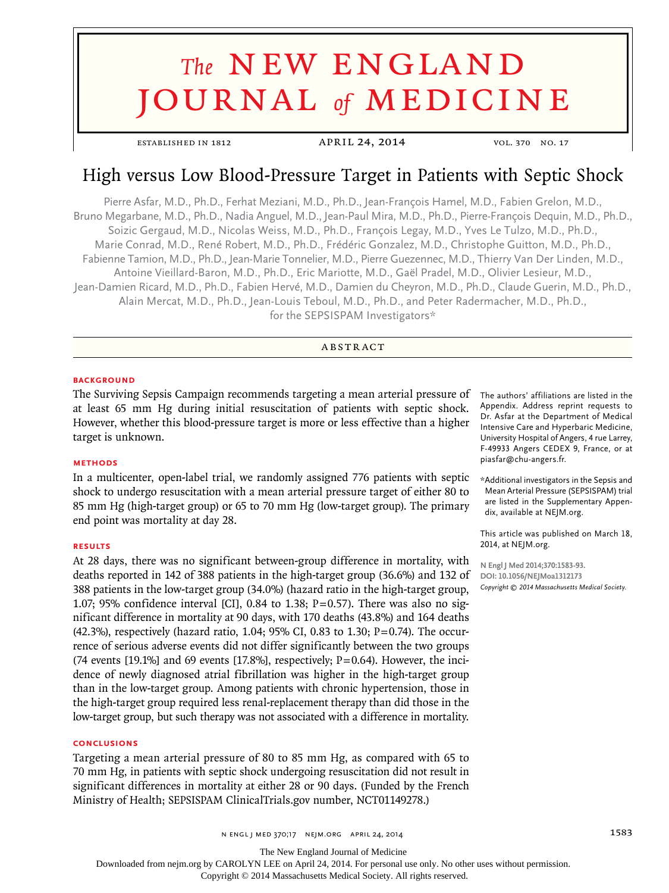# The NEW ENGLAND JOURNAL of MEDICINE

ESTABLISHED IN 1812 — APRIL 24, 2014 — VOL. 370 NO. 17

## High versus Low Blood-Pressure Target in Patients with Septic Shock

Pierre Asfar, M.D., Ph.D., Ferhat Meziani, M.D., Ph.D., Jean-François Hamel, M.D., Fabien Grelon, M.D., Bruno Megarbane, M.D., Ph.D., Nadia Anguel, M.D., Jean-Paul Mira, M.D., Ph.D., Pierre-François Dequin, M.D., Ph.D., Soizic Gergaud, M.D., Nicolas Weiss, M.D., Ph.D., François Legay, M.D., Yves Le Tulzo, M.D., Ph.D., Marie Conrad, M.D., René Robert, M.D., Ph.D., Frédéric Gonzalez, M.D., Christophe Guitton, M.D., Ph.D., Fabienne Tamion, M.D., Ph.D., Jean-Marie Tonnelier, M.D., Pierre Guezennec, M.D., Thierry Van Der Linden, M.D., Antoine Vieillard-Baron, M.D., Ph.D., Eric Mariotte, M.D., Gaël Pradel, M.D., Olivier Lesieur, M.D., Jean-Damien Ricard, M.D., Ph.D., Fabien Hervé, M.D., Damien du Cheyron, M.D., Ph.D., Claude Guerin, M.D., Ph.D., Alain Mercat, M.D., Ph.D., Jean-Louis Teboul, M.D., Ph.D., and Peter Radermacher, M.D., Ph.D., for the SEPSISPAM Investigators*

### ABSTRACT

#### BACKGROUND

The Surviving Sepsis Campaign recommends targeting a mean arterial pressure of at least 65 mm Hg during initial resuscitation of patients with septic shock. However, whether this blood-pressure target is more or less effective than a higher target is unknown.

#### METHODS

In a multicenter, open-label trial, we randomly assigned 776 patients with septic shock to undergo resuscitation with a mean arterial pressure target of either 80 to 85 mm Hg (high-target group) or 65 to 70 mm Hg (low-target group). The primary end point was mortality at day 28.

#### RESULTS

At 28 days, there was no significant between-group difference in mortality, with deaths reported in 142 of 388 patients in the high-target group (36.6%) and 132 of 388 patients in the low-target group (34.0%) (hazard ratio in the high-target group, 1.07; 95% confidence interval [CI], 0.84 to 1.38; P=0.57). There was also no significant difference in mortality at 90 days, with 170 deaths (43.8%) and 164 deaths (42.3%), respectively (hazard ratio, 1.04; 95% CI, 0.83 to 1.30; P=0.74). The occurrence of serious adverse events did not differ significantly between the two groups (74 events [19.1%] and 69 events [17.8%], respectively; P=0.64). However, the incidence of newly diagnosed atrial fibrillation was higher in the high-target group than in the low-target group. Among patients with chronic hypertension, those in the high-target group required less renal-replacement therapy than did those in the low-target group, but such therapy was not associated with a difference in mortality.

#### CONCLUSIONS

Targeting a mean arterial pressure of 80 to 85 mm Hg, as compared with 65 to 70 mm Hg, in patients with septic shock undergoing resuscitation did not result in significant differences in mortality at either 28 or 90 days. (Funded by the French Ministry of Health; SEPSISPAM ClinicalTrials.gov number, NCT01149278.)

The authors' affiliations are listed in the Appendix. Address reprint requests to Dr. Asfar at the Department of Medical Intensive Care and Hyperbaric Medicine, University Hospital of Angers, 4 rue Larrey, F-49933 Angers CEDEX 9, France, or at piasfar@chu-angers.fr.

*Additional investigators in the Sepsis and Mean Arterial Pressure (SEPSISPAM) trial are listed in the Supplementary Appendix, available at NEJM.org.

This article was published on March 18, 2014, at NEJM.org.

N Engl J Med 2014;370:1583-93.
DOI: 10.1056/NEJMoa1312173
*Copyright © 2014 Massachusetts Medical Society.*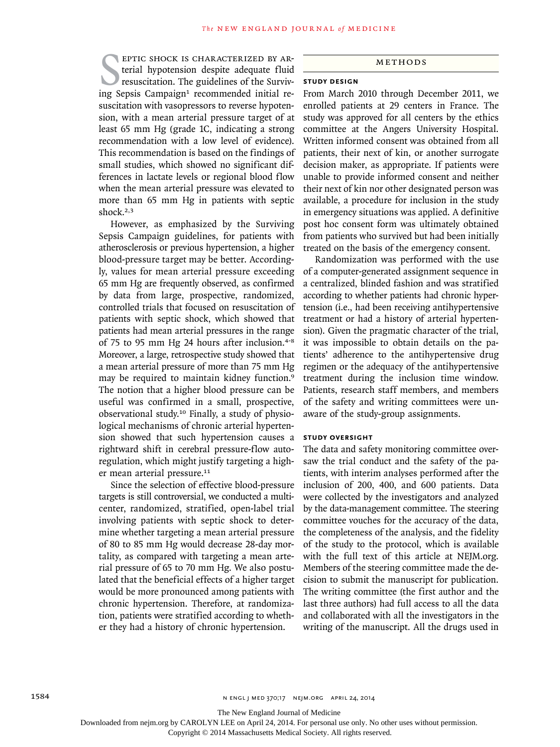Septic shock is characterized by arterial hypotension despite adequate fluid resuscitation. The guidelines of the Surviving Sepsis Campaign[1] recommended initial resuscitation with vasopressors to reverse hypotension, with a mean arterial pressure target of at least 65 mm Hg (grade 1C, indicating a strong recommendation with a low level of evidence). This recommendation is based on the findings of small studies, which showed no significant differences in lactate levels or regional blood flow when the mean arterial pressure was elevated to more than 65 mm Hg in patients with septic shock.[2,3]

However, as emphasized by the Surviving Sepsis Campaign guidelines, for patients with atherosclerosis or previous hypertension, a higher blood-pressure target may be better. Accordingly, values for mean arterial pressure exceeding 65 mm Hg are frequently observed, as confirmed by data from large, prospective, randomized, controlled trials that focused on resuscitation of patients with septic shock, which showed that patients had mean arterial pressures in the range of 75 to 95 mm Hg 24 hours after inclusion.[4-8] Moreover, a large, retrospective study showed that a mean arterial pressure of more than 75 mm Hg may be required to maintain kidney function.[9] The notion that a higher blood pressure can be useful was confirmed in a small, prospective, observational study.[10] Finally, a study of physiological mechanisms of chronic arterial hypertension showed that such hypertension causes a rightward shift in cerebral pressure-flow autoregulation, which might justify targeting a higher mean arterial pressure.[11]

Since the selection of effective blood-pressure targets is still controversial, we conducted a multicenter, randomized, stratified, open-label trial involving patients with septic shock to determine whether targeting a mean arterial pressure of 80 to 85 mm Hg would decrease 28-day mortality, as compared with targeting a mean arterial pressure of 65 to 70 mm Hg. We also postulated that the beneficial effects of a higher target would be more pronounced among patients with chronic hypertension. Therefore, at randomization, patients were stratified according to whether they had a history of chronic hypertension.

## Methods

### Study Design

From March 2010 through December 2011, we enrolled patients at 29 centers in France. The study was approved for all centers by the ethics committee at the Angers University Hospital. Written informed consent was obtained from all patients, their next of kin, or another surrogate decision maker, as appropriate. If patients were unable to provide informed consent and neither their next of kin nor other designated person was available, a procedure for inclusion in the study in emergency situations was applied. A definitive post hoc consent form was ultimately obtained from patients who survived but had been initially treated on the basis of the emergency consent.

Randomization was performed with the use of a computer-generated assignment sequence in a centralized, blinded fashion and was stratified according to whether patients had chronic hypertension (i.e., had been receiving antihypertensive treatment or had a history of arterial hypertension). Given the pragmatic character of the trial, it was impossible to obtain details on the patients' adherence to the antihypertensive drug regimen or the adequacy of the antihypertensive treatment during the inclusion time window. Patients, research staff members, and members of the safety and writing committees were unaware of the study-group assignments.

### Study Oversight

The data and safety monitoring committee oversaw the trial conduct and the safety of the patients, with interim analyses performed after the inclusion of 200, 400, and 600 patients. Data were collected by the investigators and analyzed by the data-management committee. The steering committee vouches for the accuracy of the data, the completeness of the analysis, and the fidelity of the study to the protocol, which is available with the full text of this article at NEJM.org. Members of the steering committee made the decision to submit the manuscript for publication. The writing committee (the first author and the last three authors) had full access to all the data and collaborated with all the investigators in the writing of the manuscript. All the drugs used in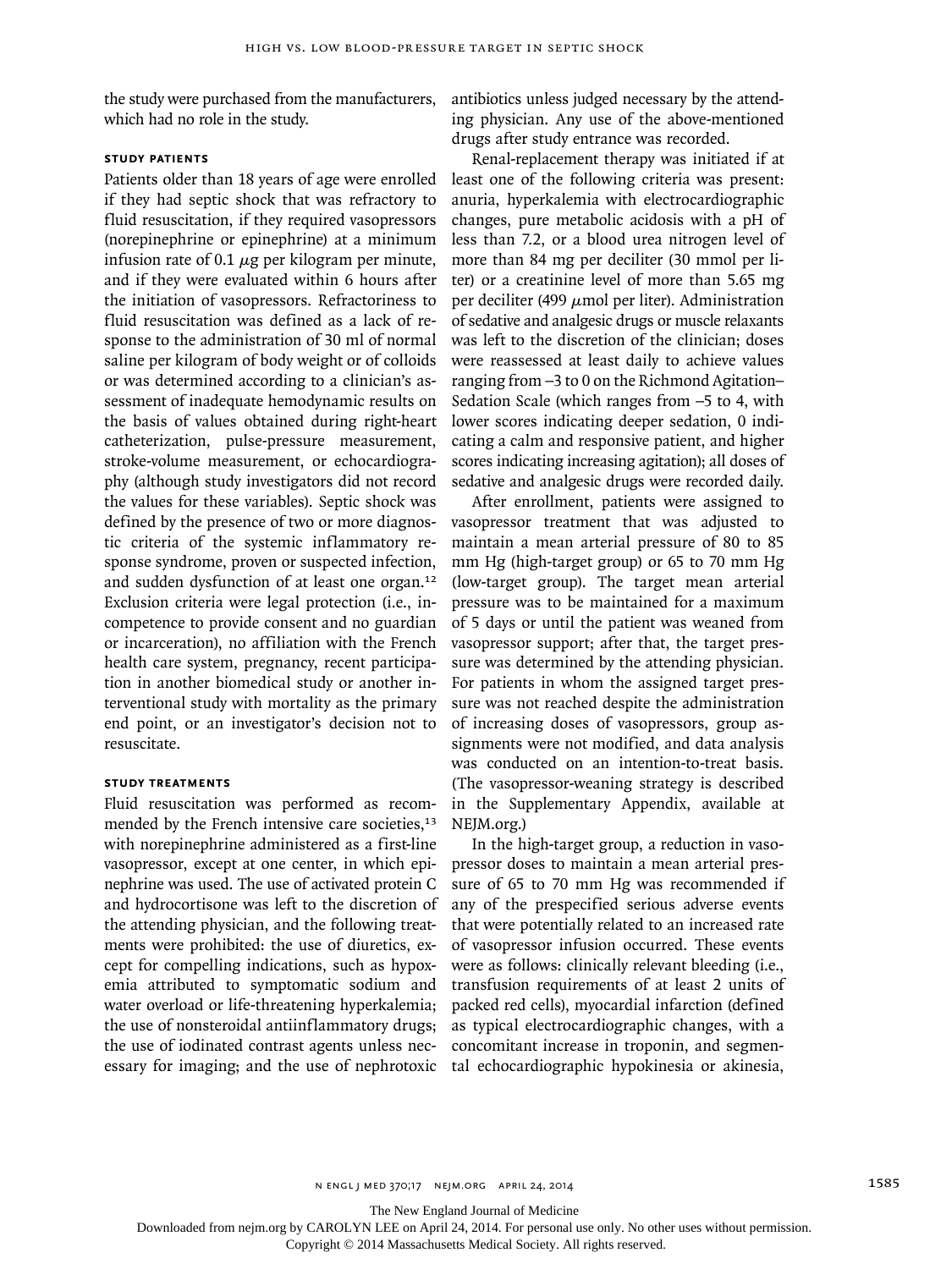the study were purchased from the manufacturers, which had no role in the study.

### STUDY PATIENTS

Patients older than 18 years of age were enrolled if they had septic shock that was refractory to fluid resuscitation, if they required vasopressors (norepinephrine or epinephrine) at a minimum infusion rate of 0.1 μg per kilogram per minute, and if they were evaluated within 6 hours after the initiation of vasopressors. Refractoriness to fluid resuscitation was defined as a lack of response to the administration of 30 ml of normal saline per kilogram of body weight or of colloids or was determined according to a clinician's assessment of inadequate hemodynamic results on the basis of values obtained during right-heart catheterization, pulse-pressure measurement, stroke-volume measurement, or echocardiography (although study investigators did not record the values for these variables). Septic shock was defined by the presence of two or more diagnostic criteria of the systemic inflammatory response syndrome, proven or suspected infection, and sudden dysfunction of at least one organ.[12] Exclusion criteria were legal protection (i.e., incompetence to provide consent and no guardian or incarceration), no affiliation with the French health care system, pregnancy, recent participation in another biomedical study or another interventional study with mortality as the primary end point, or an investigator's decision not to resuscitate.

### STUDY TREATMENTS

Fluid resuscitation was performed as recommended by the French intensive care societies,[13] with norepinephrine administered as a first-line vasopressor, except at one center, in which epinephrine was used. The use of activated protein C and hydrocortisone was left to the discretion of the attending physician, and the following treatments were prohibited: the use of diuretics, except for compelling indications, such as hypoxemia attributed to symptomatic sodium and water overload or life-threatening hyperkalemia; the use of nonsteroidal antiinflammatory drugs; the use of iodinated contrast agents unless necessary for imaging; and the use of nephrotoxic antibiotics unless judged necessary by the attending physician. Any use of the above-mentioned drugs after study entrance was recorded.

Renal-replacement therapy was initiated if at least one of the following criteria was present: anuria, hyperkalemia with electrocardiographic changes, pure metabolic acidosis with a pH of less than 7.2, or a blood urea nitrogen level of more than 84 mg per deciliter (30 mmol per liter) or a creatinine level of more than 5.65 mg per deciliter (499 μmol per liter). Administration of sedative and analgesic drugs or muscle relaxants was left to the discretion of the clinician; doses were reassessed at least daily to achieve values ranging from −3 to 0 on the Richmond Agitation–Sedation Scale (which ranges from −5 to 4, with lower scores indicating deeper sedation, 0 indicating a calm and responsive patient, and higher scores indicating increasing agitation); all doses of sedative and analgesic drugs were recorded daily.

After enrollment, patients were assigned to vasopressor treatment that was adjusted to maintain a mean arterial pressure of 80 to 85 mm Hg (high-target group) or 65 to 70 mm Hg (low-target group). The target mean arterial pressure was to be maintained for a maximum of 5 days or until the patient was weaned from vasopressor support; after that, the target pressure was determined by the attending physician. For patients in whom the assigned target pressure was not reached despite the administration of increasing doses of vasopressors, group assignments were not modified, and data analysis was conducted on an intention-to-treat basis. (The vasopressor-weaning strategy is described in the Supplementary Appendix, available at NEJM.org.)

In the high-target group, a reduction in vasopressor doses to maintain a mean arterial pressure of 65 to 70 mm Hg was recommended if any of the prespecified serious adverse events that were potentially related to an increased rate of vasopressor infusion occurred. These events were as follows: clinically relevant bleeding (i.e., transfusion requirements of at least 2 units of packed red cells), myocardial infarction (defined as typical electrocardiographic changes, with a concomitant increase in troponin, and segmental echocardiographic hypokinesia or akinesia,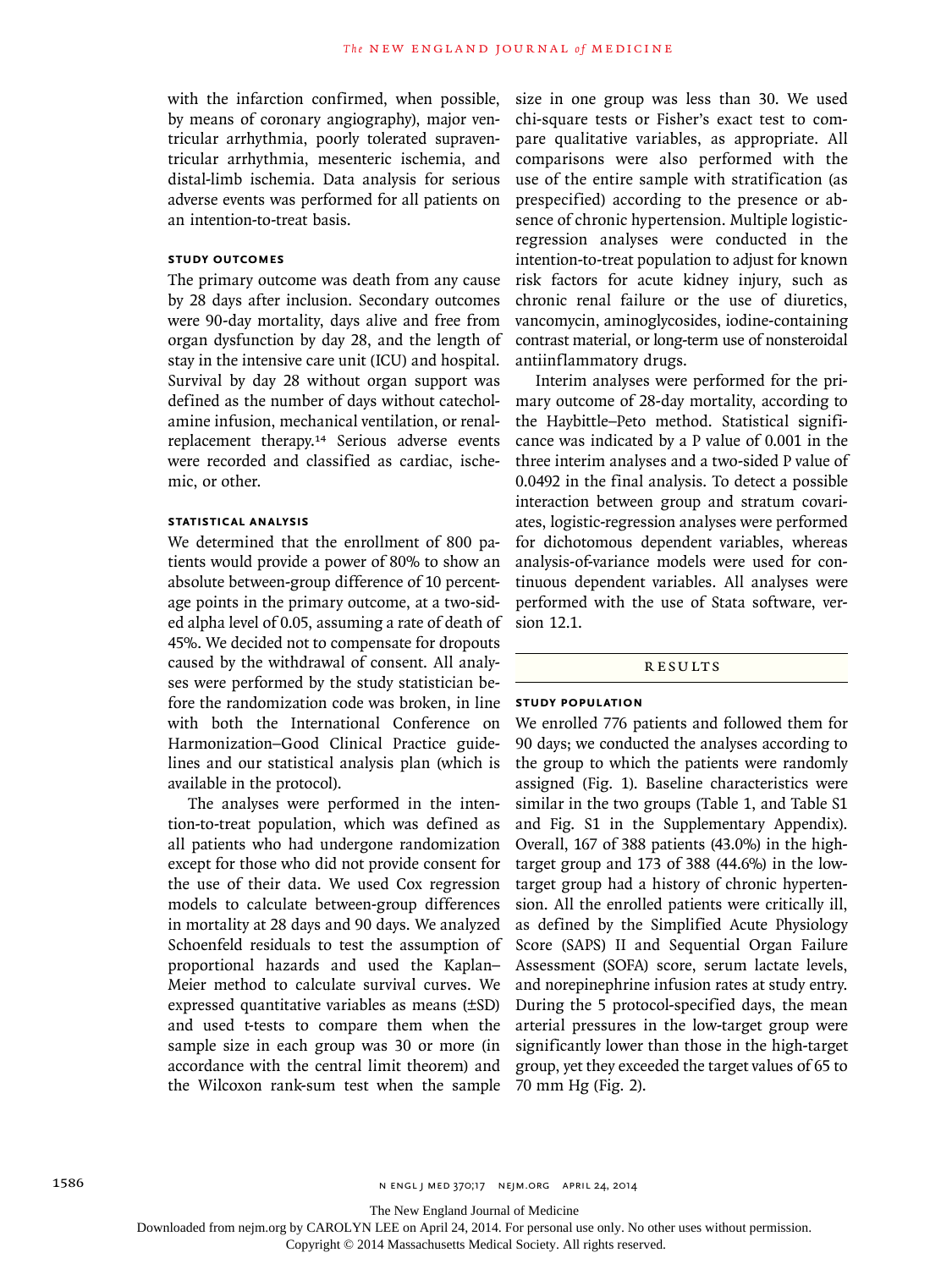with the infarction confirmed, when possible, by means of coronary angiography), major ventricular arrhythmia, poorly tolerated supraventricular arrhythmia, mesenteric ischemia, and distal-limb ischemia. Data analysis for serious adverse events was performed for all patients on an intention-to-treat basis.

### STUDY OUTCOMES

The primary outcome was death from any cause by 28 days after inclusion. Secondary outcomes were 90-day mortality, days alive and free from organ dysfunction by day 28, and the length of stay in the intensive care unit (ICU) and hospital. Survival by day 28 without organ support was defined as the number of days without catecholamine infusion, mechanical ventilation, or renal-replacement therapy.[14] Serious adverse events were recorded and classified as cardiac, ischemic, or other.

### STATISTICAL ANALYSIS

We determined that the enrollment of 800 patients would provide a power of 80% to show an absolute between-group difference of 10 percentage points in the primary outcome, at a two-sided alpha level of 0.05, assuming a rate of death of 45%. We decided not to compensate for dropouts caused by the withdrawal of consent. All analyses were performed by the study statistician before the randomization code was broken, in line with both the International Conference on Harmonization–Good Clinical Practice guidelines and our statistical analysis plan (which is available in the protocol).

The analyses were performed in the intention-to-treat population, which was defined as all patients who had undergone randomization except for those who did not provide consent for the use of their data. We used Cox regression models to calculate between-group differences in mortality at 28 days and 90 days. We analyzed Schoenfeld residuals to test the assumption of proportional hazards and used the Kaplan–Meier method to calculate survival curves. We expressed quantitative variables as means (±SD) and used t-tests to compare them when the sample size in each group was 30 or more (in accordance with the central limit theorem) and the Wilcoxon rank-sum test when the sample size in one group was less than 30. We used chi-square tests or Fisher's exact test to compare qualitative variables, as appropriate. All comparisons were also performed with the use of the entire sample with stratification (as prespecified) according to the presence or absence of chronic hypertension. Multiple logistic-regression analyses were conducted in the intention-to-treat population to adjust for known risk factors for acute kidney injury, such as chronic renal failure or the use of diuretics, vancomycin, aminoglycosides, iodine-containing contrast material, or long-term use of nonsteroidal antiinflammatory drugs.

Interim analyses were performed for the primary outcome of 28-day mortality, according to the Haybittle–Peto method. Statistical significance was indicated by a P value of 0.001 in the three interim analyses and a two-sided P value of 0.0492 in the final analysis. To detect a possible interaction between group and stratum covariates, logistic-regression analyses were performed for dichotomous dependent variables, whereas analysis-of-variance models were used for continuous dependent variables. All analyses were performed with the use of Stata software, version 12.1.

## RESULTS

### STUDY POPULATION

We enrolled 776 patients and followed them for 90 days; we conducted the analyses according to the group to which the patients were randomly assigned (Fig. 1). Baseline characteristics were similar in the two groups (Table 1, and Table S1 and Fig. S1 in the Supplementary Appendix). Overall, 167 of 388 patients (43.0%) in the high-target group and 173 of 388 (44.6%) in the low-target group had a history of chronic hypertension. All the enrolled patients were critically ill, as defined by the Simplified Acute Physiology Score (SAPS) II and Sequential Organ Failure Assessment (SOFA) score, serum lactate levels, and norepinephrine infusion rates at study entry. During the 5 protocol-specified days, the mean arterial pressures in the low-target group were significantly lower than those in the high-target group, yet they exceeded the target values of 65 to 70 mm Hg (Fig. 2).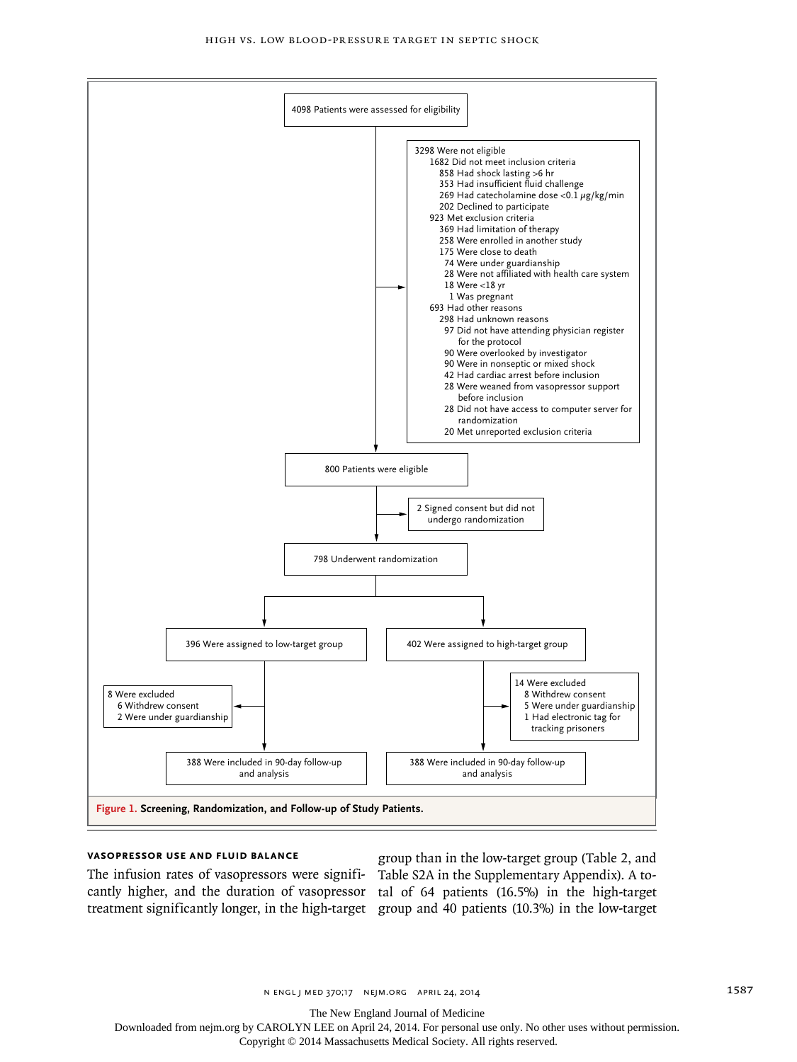4098 Patients were assessed for eligibility

3298 Were not eligible
- 1682 Did not meet inclusion criteria
  - 858 Had shock lasting >6 hr
  - 353 Had insufficient fluid challenge
  - 269 Had catecholamine dose <0.1 μg/kg/min
  - 202 Declined to participate
- 923 Met exclusion criteria
  - 369 Had limitation of therapy
  - 258 Were enrolled in another study
  - 175 Were close to death
  - 74 Were under guardianship
  - 28 Were not affiliated with health care system
  - 18 Were <18 yr
  - 1 Was pregnant
- 693 Had other reasons
  - 298 Had unknown reasons
  - 97 Did not have attending physician register for the protocol
  - 90 Were overlooked by investigator
  - 90 Were in nonseptic or mixed shock
  - 42 Had cardiac arrest before inclusion
  - 28 Were weaned from vasopressor support before inclusion
  - 28 Did not have access to computer server for randomization
  - 20 Met unreported exclusion criteria

800 Patients were eligible

2 Signed consent but did not undergo randomization

798 Underwent randomization

396 Were assigned to low-target group

8 Were excluded
- 6 Withdrew consent
- 2 Were under guardianship

388 Were included in 90-day follow-up and analysis

402 Were assigned to high-target group

14 Were excluded
- 8 Withdrew consent
- 5 Were under guardianship
- 1 Had electronic tag for tracking prisoners

388 Were included in 90-day follow-up and analysis

**Figure 1. Screening, Randomization, and Follow-up of Study Patients.**

### VASOPRESSOR USE AND FLUID BALANCE

The infusion rates of vasopressors were significantly higher, and the duration of vasopressor treatment significantly longer, in the high-target group than in the low-target group (Table 2, and Table S2A in the Supplementary Appendix). A total of 64 patients (16.5%) in the high-target group and 40 patients (10.3%) in the low-target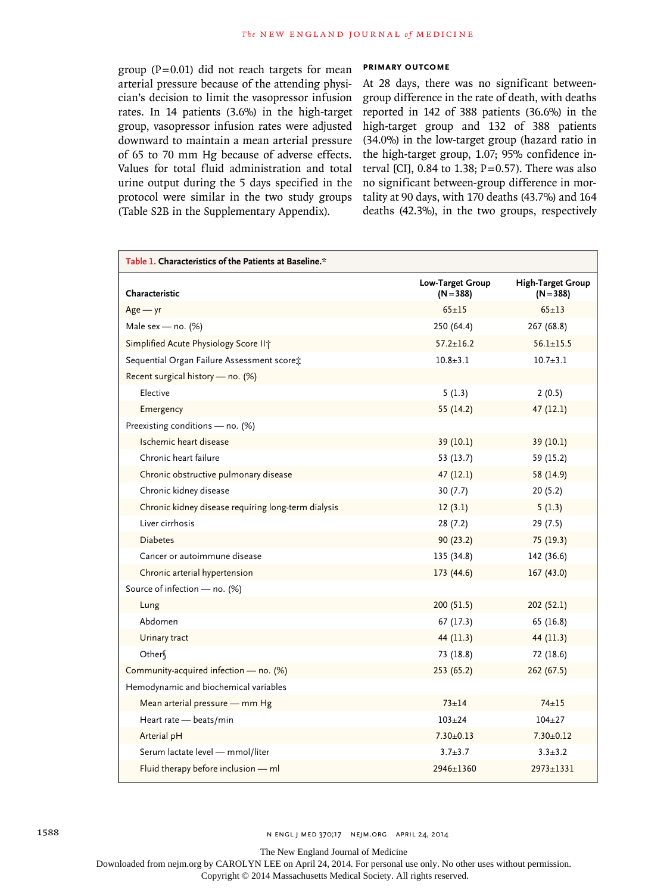group (P=0.01) did not reach targets for mean arterial pressure because of the attending physician's decision to limit the vasopressor infusion rates. In 14 patients (3.6%) in the high-target group, vasopressor infusion rates were adjusted downward to maintain a mean arterial pressure of 65 to 70 mm Hg because of adverse effects. Values for total fluid administration and total urine output during the 5 days specified in the protocol were similar in the two study groups (Table S2B in the Supplementary Appendix).

### PRIMARY OUTCOME

At 28 days, there was no significant between-group difference in the rate of death, with deaths reported in 142 of 388 patients (36.6%) in the high-target group and 132 of 388 patients (34.0%) in the low-target group (hazard ratio in the high-target group, 1.07; 95% confidence interval [CI], 0.84 to 1.38; P=0.57). There was also no significant between-group difference in mortality at 90 days, with 170 deaths (43.7%) and 164 deaths (42.3%), in the two groups, respectively

**Table 1. Characteristics of the Patients at Baseline.***

| Characteristic | Low-Target Group (N=388) | High-Target Group (N=388) |
|---|---|---|
| Age — yr | 65±15 | 65±13 |
| Male sex — no. (%) | 250 (64.4) | 267 (68.8) |
| Simplified Acute Physiology Score II† | 57.2±16.2 | 56.1±15.5 |
| Sequential Organ Failure Assessment score‡ | 10.8±3.1 | 10.7±3.1 |
| Recent surgical history — no. (%) | | |
| Elective | 5 (1.3) | 2 (0.5) |
| Emergency | 55 (14.2) | 47 (12.1) |
| Preexisting conditions — no. (%) | | |
| Ischemic heart disease | 39 (10.1) | 39 (10.1) |
| Chronic heart failure | 53 (13.7) | 59 (15.2) |
| Chronic obstructive pulmonary disease | 47 (12.1) | 58 (14.9) |
| Chronic kidney disease | 30 (7.7) | 20 (5.2) |
| Chronic kidney disease requiring long-term dialysis | 12 (3.1) | 5 (1.3) |
| Liver cirrhosis | 28 (7.2) | 29 (7.5) |
| Diabetes | 90 (23.2) | 75 (19.3) |
| Cancer or autoimmune disease | 135 (34.8) | 142 (36.6) |
| Chronic arterial hypertension | 173 (44.6) | 167 (43.0) |
| Source of infection — no. (%) | | |
| Lung | 200 (51.5) | 202 (52.1) |
| Abdomen | 67 (17.3) | 65 (16.8) |
| Urinary tract | 44 (11.3) | 44 (11.3) |
| Other§ | 73 (18.8) | 72 (18.6) |
| Community-acquired infection — no. (%) | 253 (65.2) | 262 (67.5) |
| Hemodynamic and biochemical variables | | |
| Mean arterial pressure — mm Hg | 73±14 | 74±15 |
| Heart rate — beats/min | 103±24 | 104±27 |
| Arterial pH | 7.30±0.13 | 7.30±0.12 |
| Serum lactate level — mmol/liter | 3.7±3.7 | 3.3±3.2 |
| Fluid therapy before inclusion — ml | 2946±1360 | 2973±1331 |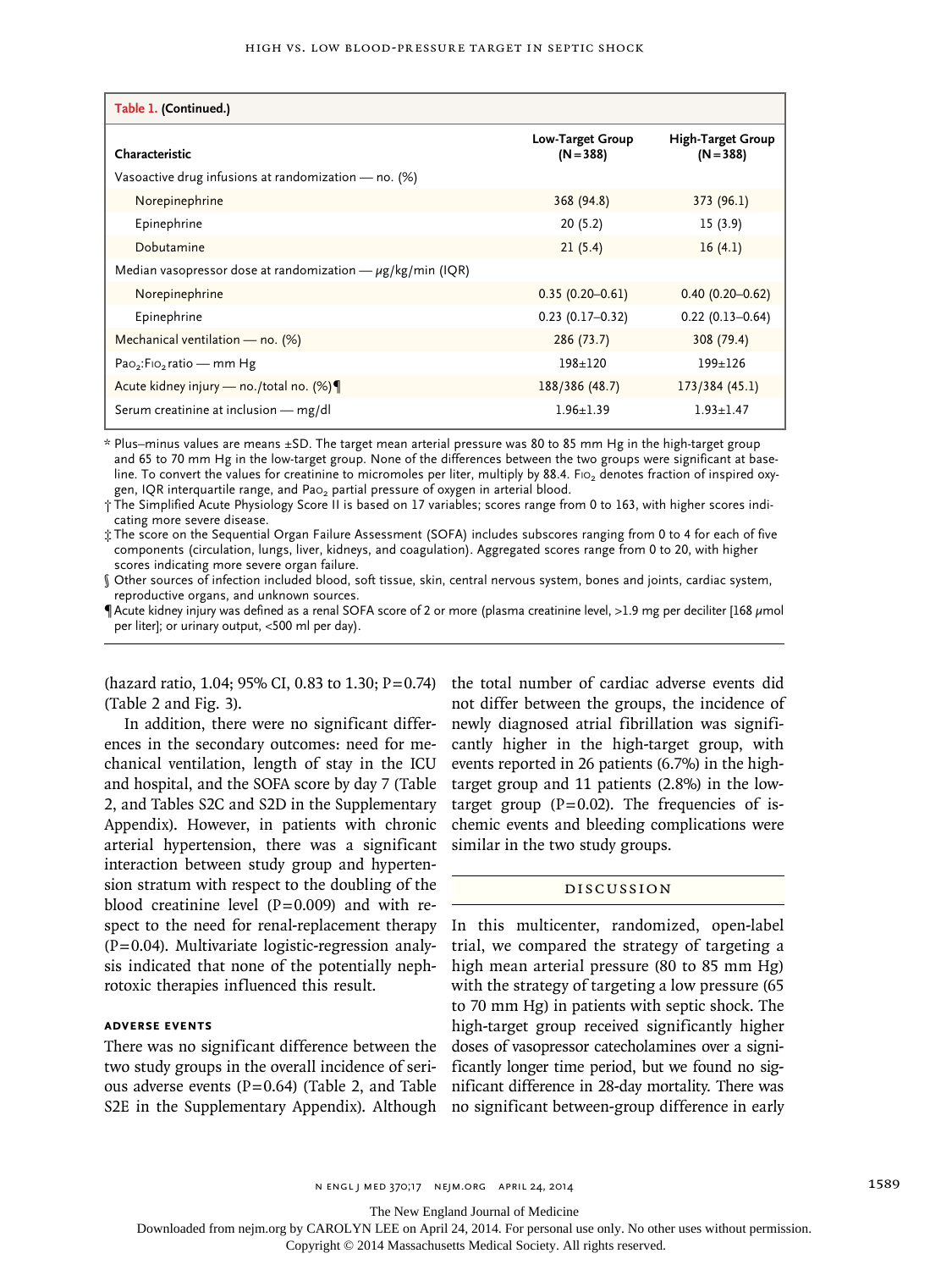**Table 1. (Continued.)**

| Characteristic | Low-Target Group (N=388) | High-Target Group (N=388) |
|---|---|---|
| Vasoactive drug infusions at randomization — no. (%) | | |
| Norepinephrine | 368 (94.8) | 373 (96.1) |
| Epinephrine | 20 (5.2) | 15 (3.9) |
| Dobutamine | 21 (5.4) | 16 (4.1) |
| Median vasopressor dose at randomization — μg/kg/min (IQR) | | |
| Norepinephrine | 0.35 (0.20–0.61) | 0.40 (0.20–0.62) |
| Epinephrine | 0.23 (0.17–0.32) | 0.22 (0.13–0.64) |
| Mechanical ventilation — no. (%) | 286 (73.7) | 308 (79.4) |
| $Pa_{O_2}$:$F_{IO_2}$ ratio — mm Hg | 198±120 | 199±126 |
| Acute kidney injury — no./total no. (%)¶ | 188/386 (48.7) | 173/384 (45.1) |
| Serum creatinine at inclusion — mg/dl | 1.96±1.39 | 1.93±1.47 |

\* Plus–minus values are means ±SD. The target mean arterial pressure was 80 to 85 mm Hg in the high-target group and 65 to 70 mm Hg in the low-target group. None of the differences between the two groups were significant at baseline. To convert the values for creatinine to micromoles per liter, multiply by 88.4. $F_{IO_2}$ denotes fraction of inspired oxygen, IQR interquartile range, and $Pa_{O_2}$ partial pressure of oxygen in arterial blood.

† The Simplified Acute Physiology Score II is based on 17 variables; scores range from 0 to 163, with higher scores indicating more severe disease.

‡ The score on the Sequential Organ Failure Assessment (SOFA) includes subscores ranging from 0 to 4 for each of five components (circulation, lungs, liver, kidneys, and coagulation). Aggregated scores range from 0 to 20, with higher scores indicating more severe organ failure.

§ Other sources of infection included blood, soft tissue, skin, central nervous system, bones and joints, cardiac system, reproductive organs, and unknown sources.

¶ Acute kidney injury was defined as a renal SOFA score of 2 or more (plasma creatinine level, >1.9 mg per deciliter [168 μmol per liter]; or urinary output, <500 ml per day).

(hazard ratio, 1.04; 95% CI, 0.83 to 1.30; P=0.74) (Table 2 and Fig. 3).

In addition, there were no significant differences in the secondary outcomes: need for mechanical ventilation, length of stay in the ICU and hospital, and the SOFA score by day 7 (Table 2, and Tables S2C and S2D in the Supplementary Appendix). However, in patients with chronic arterial hypertension, there was a significant interaction between study group and hypertension stratum with respect to the doubling of the blood creatinine level (P=0.009) and with respect to the need for renal-replacement therapy (P=0.04). Multivariate logistic-regression analysis indicated that none of the potentially nephrotoxic therapies influenced this result.

### ADVERSE EVENTS

There was no significant difference between the two study groups in the overall incidence of serious adverse events (P=0.64) (Table 2, and Table S2E in the Supplementary Appendix). Although the total number of cardiac adverse events did not differ between the groups, the incidence of newly diagnosed atrial fibrillation was significantly higher in the high-target group, with events reported in 26 patients (6.7%) in the high-target group and 11 patients (2.8%) in the low-target group (P=0.02). The frequencies of ischemic events and bleeding complications were similar in the two study groups.

## DISCUSSION

In this multicenter, randomized, open-label trial, we compared the strategy of targeting a high mean arterial pressure (80 to 85 mm Hg) with the strategy of targeting a low pressure (65 to 70 mm Hg) in patients with septic shock. The high-target group received significantly higher doses of vasopressor catecholamines over a significantly longer time period, but we found no significant difference in 28-day mortality. There was no significant between-group difference in early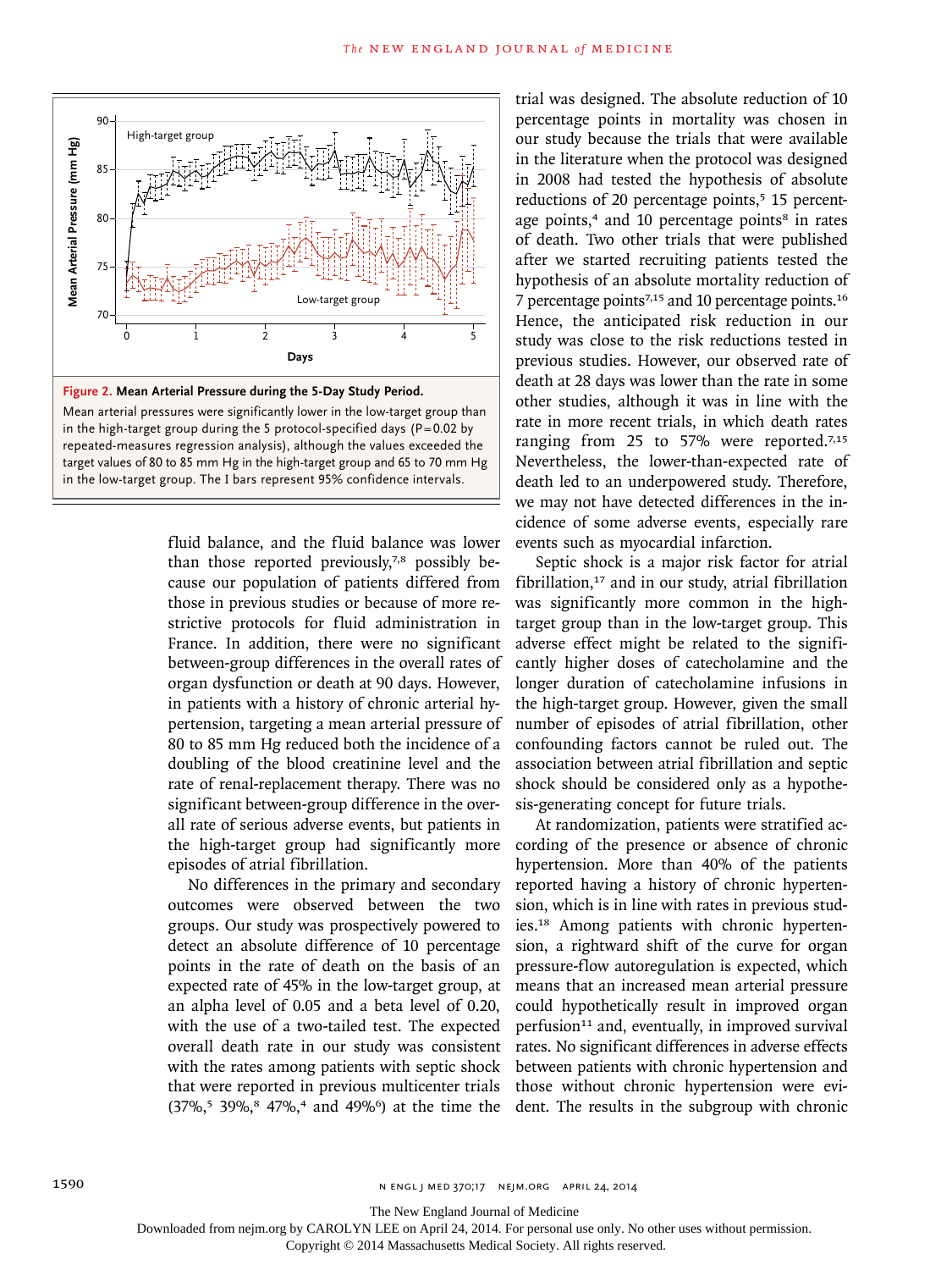**Figure 2. Mean Arterial Pressure during the 5-Day Study Period.**

Mean arterial pressures were significantly lower in the low-target group than in the high-target group during the 5 protocol-specified days (P=0.02 by repeated-measures regression analysis), although the values exceeded the target values of 80 to 85 mm Hg in the high-target group and 65 to 70 mm Hg in the low-target group. The I bars represent 95% confidence intervals.

fluid balance, and the fluid balance was lower than those reported previously,[7,8] possibly because our population of patients differed from those in previous studies or because of more restrictive protocols for fluid administration in France. In addition, there were no significant between-group differences in the overall rates of organ dysfunction or death at 90 days. However, in patients with a history of chronic arterial hypertension, targeting a mean arterial pressure of 80 to 85 mm Hg reduced both the incidence of a doubling of the blood creatinine level and the rate of renal-replacement therapy. There was no significant between-group difference in the overall rate of serious adverse events, but patients in the high-target group had significantly more episodes of atrial fibrillation.

No differences in the primary and secondary outcomes were observed between the two groups. Our study was prospectively powered to detect an absolute difference of 10 percentage points in the rate of death on the basis of an expected rate of 45% in the low-target group, at an alpha level of 0.05 and a beta level of 0.20, with the use of a two-tailed test. The expected overall death rate in our study was consistent with the rates among patients with septic shock that were reported in previous multicenter trials (37%,[5] 39%,[8] 47%,[4] and 49%[6]) at the time the trial was designed. The absolute reduction of 10 percentage points in mortality was chosen in our study because the trials that were available in the literature when the protocol was designed in 2008 had tested the hypothesis of absolute reductions of 20 percentage points,[5] 15 percentage points,[4] and 10 percentage points[8] in rates of death. Two other trials that were published after we started recruiting patients tested the hypothesis of an absolute mortality reduction of 7 percentage points[7,15] and 10 percentage points.[16] Hence, the anticipated risk reduction in our study was close to the risk reductions tested in previous studies. However, our observed rate of death at 28 days was lower than the rate in some other studies, although it was in line with the rate in more recent trials, in which death rates ranging from 25 to 57% were reported.[7,15] Nevertheless, the lower-than-expected rate of death led to an underpowered study. Therefore, we may not have detected differences in the incidence of some adverse events, especially rare events such as myocardial infarction.

Septic shock is a major risk factor for atrial fibrillation,[17] and in our study, atrial fibrillation was significantly more common in the high-target group than in the low-target group. This adverse effect might be related to the significantly higher doses of catecholamine and the longer duration of catecholamine infusions in the high-target group. However, given the small number of episodes of atrial fibrillation, other confounding factors cannot be ruled out. The association between atrial fibrillation and septic shock should be considered only as a hypothesis-generating concept for future trials.

At randomization, patients were stratified according of the presence or absence of chronic hypertension. More than 40% of the patients reported having a history of chronic hypertension, which is in line with rates in previous studies.[18] Among patients with chronic hypertension, a rightward shift of the curve for organ pressure-flow autoregulation is expected, which means that an increased mean arterial pressure could hypothetically result in improved organ perfusion[11] and, eventually, in improved survival rates. No significant differences in adverse effects between patients with chronic hypertension and those without chronic hypertension were evident. The results in the subgroup with chronic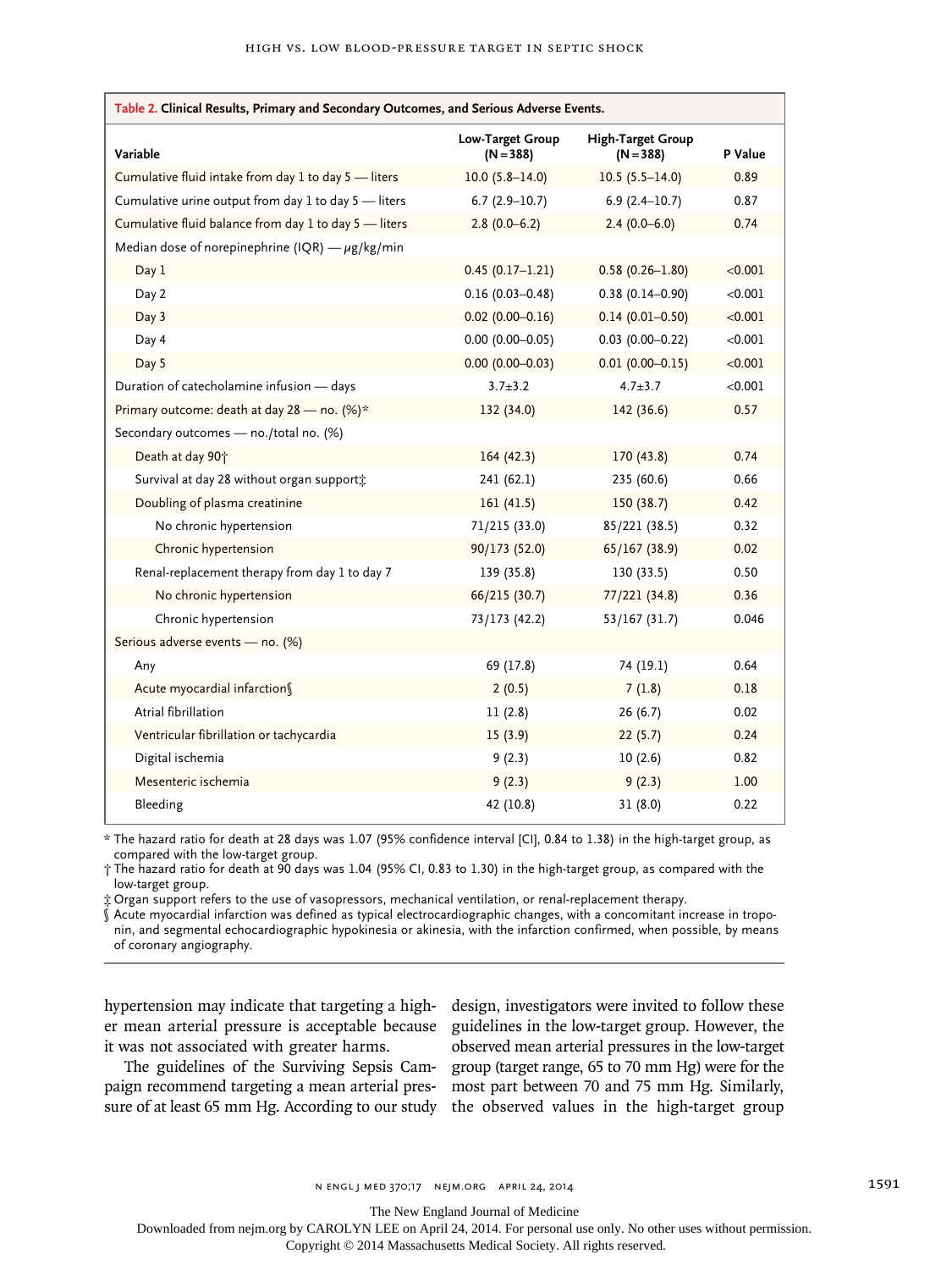**Table 2. Clinical Results, Primary and Secondary Outcomes, and Serious Adverse Events.**

| Variable | Low-Target Group (N=388) | High-Target Group (N=388) | P Value |
|---|---|---|---|
| Cumulative fluid intake from day 1 to day 5 — liters | 10.0 (5.8–14.0) | 10.5 (5.5–14.0) | 0.89 |
| Cumulative urine output from day 1 to day 5 — liters | 6.7 (2.9–10.7) | 6.9 (2.4–10.7) | 0.87 |
| Cumulative fluid balance from day 1 to day 5 — liters | 2.8 (0.0–6.2) | 2.4 (0.0–6.0) | 0.74 |
| Median dose of norepinephrine (IQR) — μg/kg/min | | | |
| Day 1 | 0.45 (0.17–1.21) | 0.58 (0.26–1.80) | <0.001 |
| Day 2 | 0.16 (0.03–0.48) | 0.38 (0.14–0.90) | <0.001 |
| Day 3 | 0.02 (0.00–0.16) | 0.14 (0.01–0.50) | <0.001 |
| Day 4 | 0.00 (0.00–0.05) | 0.03 (0.00–0.22) | <0.001 |
| Day 5 | 0.00 (0.00–0.03) | 0.01 (0.00–0.15) | <0.001 |
| Duration of catecholamine infusion — days | 3.7±3.2 | 4.7±3.7 | <0.001 |
| Primary outcome: death at day 28 — no. (%)* | 132 (34.0) | 142 (36.6) | 0.57 |
| Secondary outcomes — no./total no. (%) | | | |
| Death at day 90† | 164 (42.3) | 170 (43.8) | 0.74 |
| Survival at day 28 without organ support‡ | 241 (62.1) | 235 (60.6) | 0.66 |
| Doubling of plasma creatinine | 161 (41.5) | 150 (38.7) | 0.42 |
| No chronic hypertension | 71/215 (33.0) | 85/221 (38.5) | 0.32 |
| Chronic hypertension | 90/173 (52.0) | 65/167 (38.9) | 0.02 |
| Renal-replacement therapy from day 1 to day 7 | 139 (35.8) | 130 (33.5) | 0.50 |
| No chronic hypertension | 66/215 (30.7) | 77/221 (34.8) | 0.36 |
| Chronic hypertension | 73/173 (42.2) | 53/167 (31.7) | 0.046 |
| Serious adverse events — no. (%) | | | |
| Any | 69 (17.8) | 74 (19.1) | 0.64 |
| Acute myocardial infarction§ | 2 (0.5) | 7 (1.8) | 0.18 |
| Atrial fibrillation | 11 (2.8) | 26 (6.7) | 0.02 |
| Ventricular fibrillation or tachycardia | 15 (3.9) | 22 (5.7) | 0.24 |
| Digital ischemia | 9 (2.3) | 10 (2.6) | 0.82 |
| Mesenteric ischemia | 9 (2.3) | 9 (2.3) | 1.00 |
| Bleeding | 42 (10.8) | 31 (8.0) | 0.22 |

\* The hazard ratio for death at 28 days was 1.07 (95% confidence interval [CI], 0.84 to 1.38) in the high-target group, as compared with the low-target group.

† The hazard ratio for death at 90 days was 1.04 (95% CI, 0.83 to 1.30) in the high-target group, as compared with the low-target group.

‡ Organ support refers to the use of vasopressors, mechanical ventilation, or renal-replacement therapy.

§ Acute myocardial infarction was defined as typical electrocardiographic changes, with a concomitant increase in troponin, and segmental echocardiographic hypokinesia or akinesia, with the infarction confirmed, when possible, by means of coronary angiography.

hypertension may indicate that targeting a higher mean arterial pressure is acceptable because it was not associated with greater harms.

The guidelines of the Surviving Sepsis Campaign recommend targeting a mean arterial pressure of at least 65 mm Hg. According to our study design, investigators were invited to follow these guidelines in the low-target group. However, the observed mean arterial pressures in the low-target group (target range, 65 to 70 mm Hg) were for the most part between 70 and 75 mm Hg. Similarly, the observed values in the high-target group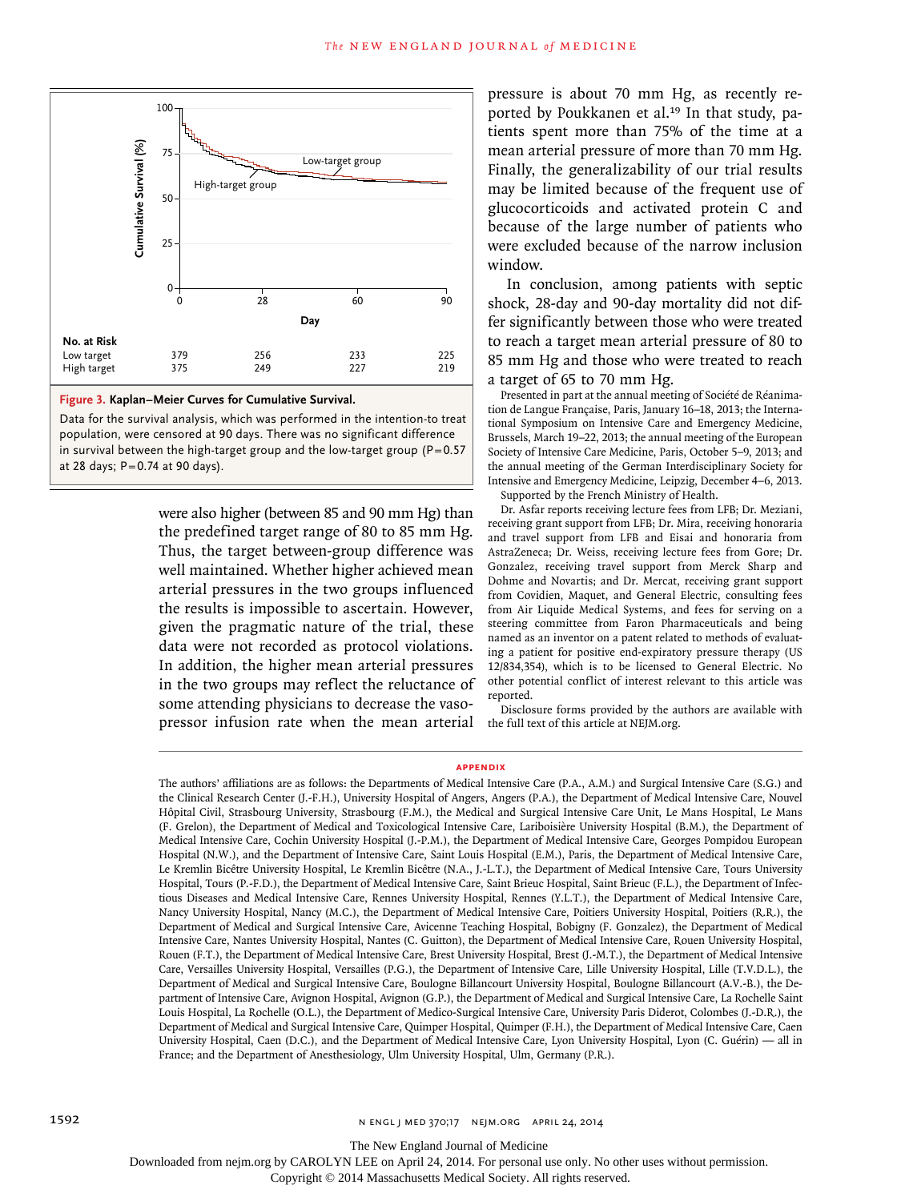**Figure 3. Kaplan–Meier Curves for Cumulative Survival.**

Data for the survival analysis, which was performed in the intention-to-treat population, were censored at 90 days. There was no significant difference in survival between the high-target group and the low-target group (P=0.57 at 28 days; P=0.74 at 90 days).

| No. at Risk | 0 | 28 | 60 | 90 |
|---|---|---|---|---|
| Low target | 379 | 256 | 233 | 225 |
| High target | 375 | 249 | 227 | 219 |

were also higher (between 85 and 90 mm Hg) than the predefined target range of 80 to 85 mm Hg. Thus, the target between-group difference was well maintained. Whether higher achieved mean arterial pressures in the two groups influenced the results is impossible to ascertain. However, given the pragmatic nature of the trial, these data were not recorded as protocol violations. In addition, the higher mean arterial pressures in the two groups may reflect the reluctance of some attending physicians to decrease the vasopressor infusion rate when the mean arterial pressure is about 70 mm Hg, as recently reported by Poukkanen et al.[19] In that study, patients spent more than 75% of the time at a mean arterial pressure of more than 70 mm Hg. Finally, the generalizability of our trial results may be limited because of the frequent use of glucocorticoids and activated protein C and because of the large number of patients who were excluded because of the narrow inclusion window.

In conclusion, among patients with septic shock, 28-day and 90-day mortality did not differ significantly between those who were treated to reach a target mean arterial pressure of 80 to 85 mm Hg and those who were treated to reach a target of 65 to 70 mm Hg.

Presented in part at the annual meeting of Société de Réanimation de Langue Française, Paris, January 16–18, 2013; the International Symposium on Intensive Care and Emergency Medicine, Brussels, March 19–22, 2013; the annual meeting of the European Society of Intensive Care Medicine, Paris, October 5–9, 2013; and the annual meeting of the German Interdisciplinary Society for Intensive and Emergency Medicine, Leipzig, December 4–6, 2013.

Supported by the French Ministry of Health.

Dr. Asfar reports receiving lecture fees from LFB; Dr. Meziani, receiving grant support from LFB; Dr. Mira, receiving honoraria and travel support from LFB and Eisai and honoraria from AstraZeneca; Dr. Weiss, receiving lecture fees from Gore; Dr. Gonzalez, receiving travel support from Merck Sharp and Dohme and Novartis; and Dr. Mercat, receiving grant support from Covidien, Maquet, and General Electric, consulting fees from Air Liquide Medical Systems, and fees for serving on a steering committee from Faron Pharmaceuticals and being named as an inventor on a patent related to methods of evaluating a patient for positive end-expiratory pressure therapy (US 12/834,354), which is to be licensed to General Electric. No other potential conflict of interest relevant to this article was reported.

Disclosure forms provided by the authors are available with the full text of this article at NEJM.org.

## Appendix

The authors' affiliations are as follows: the Departments of Medical Intensive Care (P.A., A.M.) and Surgical Intensive Care (S.G.) and the Clinical Research Center (J.-F.H.), University Hospital of Angers, Angers (P.A.), the Department of Medical Intensive Care, Nouvel Hôpital Civil, Strasbourg University, Strasbourg (F.M.), the Medical and Surgical Intensive Care Unit, Le Mans Hospital, Le Mans (F. Grelon), the Department of Medical and Toxicological Intensive Care, Lariboisière University Hospital (B.M.), the Department of Medical Intensive Care, Cochin University Hospital (J.-P.M.), the Department of Medical Intensive Care, Georges Pompidou European Hospital (N.W.), and the Department of Intensive Care, Saint Louis Hospital (E.M.), Paris, the Department of Medical Intensive Care, Le Kremlin Bicêtre University Hospital, Le Kremlin Bicêtre (N.A., J.-L.T.), the Department of Medical Intensive Care, Tours University Hospital, Tours (P.-F.D.), the Department of Medical Intensive Care, Saint Brieuc Hospital, Saint Brieuc (F.L.), the Department of Infectious Diseases and Medical Intensive Care, Rennes University Hospital, Rennes (Y.L.T.), the Department of Medical Intensive Care, Nancy University Hospital, Nancy (M.C.), the Department of Medical Intensive Care, Poitiers University Hospital, Poitiers (R.R.), the Department of Medical and Surgical Intensive Care, Avicenne Teaching Hospital, Bobigny (F. Gonzalez), the Department of Medical Intensive Care, Nantes University Hospital, Nantes (C. Guitton), the Department of Medical Intensive Care, Rouen University Hospital, Rouen (F.T.), the Department of Medical Intensive Care, Brest University Hospital, Brest (J.-M.T.), the Department of Medical Intensive Care, Versailles University Hospital, Versailles (P.G.), the Department of Intensive Care, Lille University Hospital, Lille (T.V.D.L.), the Department of Medical and Surgical Intensive Care, Boulogne Billancourt University Hospital, Boulogne Billancourt (A.V.-B.), the Department of Intensive Care, Avignon Hospital, Avignon (G.P.), the Department of Medical and Surgical Intensive Care, La Rochelle Saint Louis Hospital, La Rochelle (O.L.), the Department of Medico-Surgical Intensive Care, University Paris Diderot, Colombes (J.-D.R.), the Department of Medical and Surgical Intensive Care, Quimper Hospital, Quimper (F.H.), the Department of Medical Intensive Care, Caen University Hospital, Caen (D.C.), and the Department of Medical Intensive Care, Lyon University Hospital, Lyon (C. Guérin) — all in France; and the Department of Anesthesiology, Ulm University Hospital, Ulm, Germany (P.R.).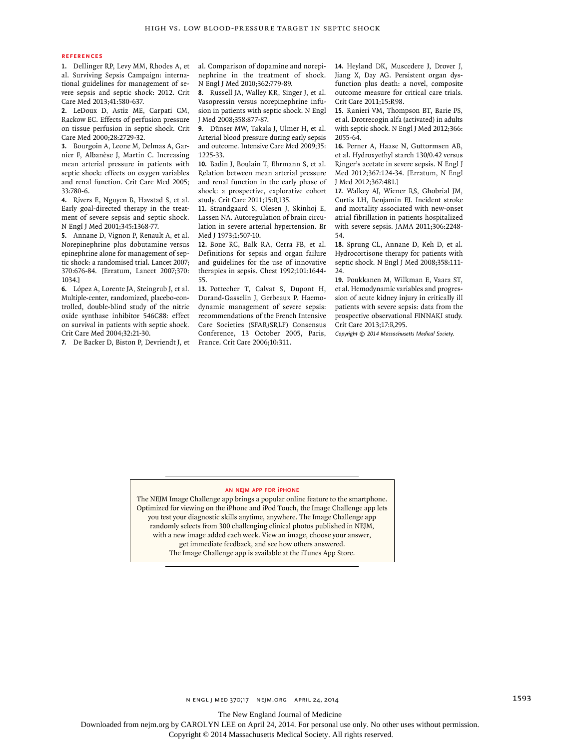## References

1. Dellinger RP, Levy MM, Rhodes A, et al. Surviving Sepsis Campaign: international guidelines for management of severe sepsis and septic shock: 2012. Crit Care Med 2013;41:580-637.
2. LeDoux D, Astiz ME, Carpati CM, Rackow EC. Effects of perfusion pressure on tissue perfusion in septic shock. Crit Care Med 2000;28:2729-32.
3. Bourgoin A, Leone M, Delmas A, Garnier F, Albanèse J, Martin C. Increasing mean arterial pressure in patients with septic shock: effects on oxygen variables and renal function. Crit Care Med 2005;33:780-6.
4. Rivers E, Nguyen B, Havstad S, et al. Early goal-directed therapy in the treatment of severe sepsis and septic shock. N Engl J Med 2001;345:1368-77.
5. Annane D, Vignon P, Renault A, et al. Norepinephrine plus dobutamine versus epinephrine alone for management of septic shock: a randomised trial. Lancet 2007;370:676-84. [Erratum, Lancet 2007;370:1034.]
6. López A, Lorente JA, Steingrub J, et al. Multiple-center, randomized, placebo-controlled, double-blind study of the nitric oxide synthase inhibitor 546C88: effect on survival in patients with septic shock. Crit Care Med 2004;32:21-30.
7. De Backer D, Biston P, Devriendt J, et al. Comparison of dopamine and norepinephrine in the treatment of shock. N Engl J Med 2010;362:779-89.
8. Russell JA, Walley KR, Singer J, et al. Vasopressin versus norepinephrine infusion in patients with septic shock. N Engl J Med 2008;358:877-87.
9. Dünser MW, Takala J, Ulmer H, et al. Arterial blood pressure during early sepsis and outcome. Intensive Care Med 2009;35:1225-33.
10. Badin J, Boulain T, Ehrmann S, et al. Relation between mean arterial pressure and renal function in the early phase of shock: a prospective, explorative cohort study. Crit Care 2011;15:R135.
11. Strandgaard S, Olesen J, Skinhoj E, Lassen NA. Autoregulation of brain circulation in severe arterial hypertension. Br Med J 1973;1:507-10.
12. Bone RC, Balk RA, Cerra FB, et al. Definitions for sepsis and organ failure and guidelines for the use of innovative therapies in sepsis. Chest 1992;101:1644-55.
13. Pottecher T, Calvat S, Dupont H, Durand-Gasselin J, Gerbeaux P. Haemodynamic management of severe sepsis: recommendations of the French Intensive Care Societies (SFAR/SRLF) Consensus Conference, 13 October 2005, Paris, France. Crit Care 2006;10:311.
14. Heyland DK, Muscedere J, Drover J, Jiang X, Day AG. Persistent organ dysfunction plus death: a novel, composite outcome measure for critical care trials. Crit Care 2011;15:R98.
15. Ranieri VM, Thompson BT, Barie PS, et al. Drotrecogin alfa (activated) in adults with septic shock. N Engl J Med 2012;366:2055-64.
16. Perner A, Haase N, Guttormsen AB, et al. Hydroxyethyl starch 130/0.42 versus Ringer's acetate in severe sepsis. N Engl J Med 2012;367:124-34. [Erratum, N Engl J Med 2012;367:481.]
17. Walkey AJ, Wiener RS, Ghobrial JM, Curtis LH, Benjamin EJ. Incident stroke and mortality associated with new-onset atrial fibrillation in patients hospitalized with severe sepsis. JAMA 2011;306:2248-54.
18. Sprung CL, Annane D, Keh D, et al. Hydrocortisone therapy for patients with septic shock. N Engl J Med 2008;358:111-24.
19. Poukkanen M, Wilkman E, Vaara ST, et al. Hemodynamic variables and progression of acute kidney injury in critically ill patients with severe sepsis: data from the prospective observational FINNAKI study. Crit Care 2013;17:R295.

*Copyright © 2014 Massachusetts Medical Society.*

**AN NEJM APP FOR iPHONE**

The NEJM Image Challenge app brings a popular online feature to the smartphone. Optimized for viewing on the iPhone and iPod Touch, the Image Challenge app lets you test your diagnostic skills anytime, anywhere. The Image Challenge app randomly selects from 300 challenging clinical photos published in NEJM, with a new image added each week. View an image, choose your answer, get immediate feedback, and see how others answered. The Image Challenge app is available at the iTunes App Store.